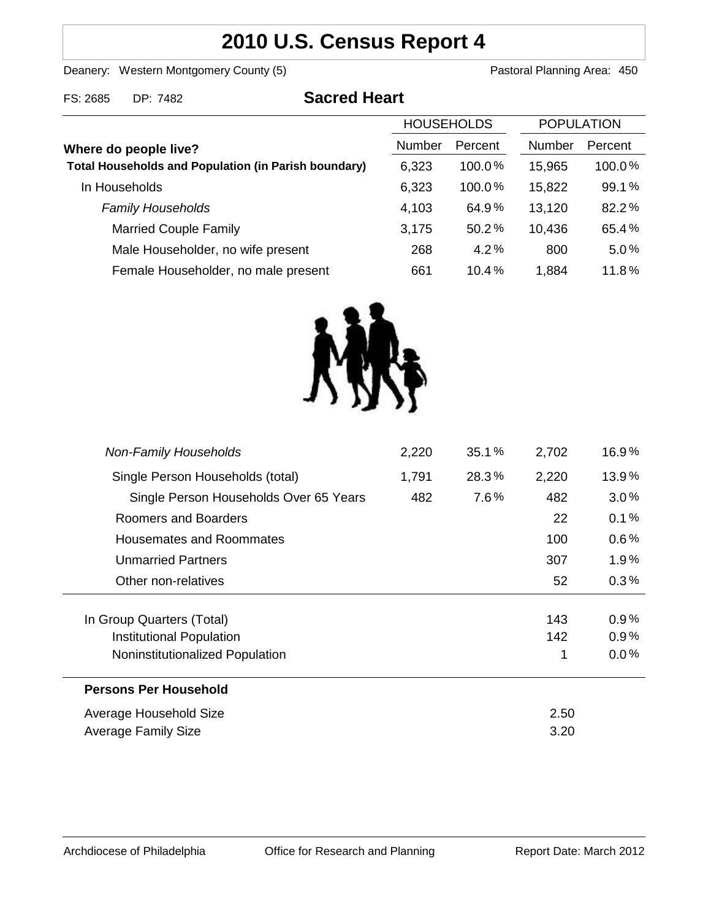# 2010 U.S. Census Report 4

Deanery: Western Montgomery County (5)　　　Pastoral Planning Area: 450

FS: 2685　DP: 7482

## Sacred Heart

| Where do people live? | HOUSEHOLDS Number | HOUSEHOLDS Percent | POPULATION Number | POPULATION Percent |
|---|---|---|---|---|
| **Total Households and Population (in Parish boundary)** | 6,323 | 100.0% | 15,965 | 100.0% |
| In Households | 6,323 | 100.0% | 15,822 | 99.1% |
| *Family Households* | 4,103 | 64.9% | 13,120 | 82.2% |
| Married Couple Family | 3,175 | 50.2% | 10,436 | 65.4% |
| Male Householder, no wife present | 268 | 4.2% | 800 | 5.0% |
| Female Householder, no male present | 661 | 10.4% | 1,884 | 11.8% |
| *Non-Family Households* | 2,220 | 35.1% | 2,702 | 16.9% |
| Single Person Households (total) | 1,791 | 28.3% | 2,220 | 13.9% |
| Single Person Households Over 65 Years | 482 | 7.6% | 482 | 3.0% |
| Roomers and Boarders | | | 22 | 0.1% |
| Housemates and Roommates | | | 100 | 0.6% |
| Unmarried Partners | | | 307 | 1.9% |
| Other non-relatives | | | 52 | 0.3% |
| In Group Quarters (Total) | | | 143 | 0.9% |
| Institutional Population | | | 142 | 0.9% |
| Noninstitutionalized Population | | | 1 | 0.0% |

**Persons Per Household**

| | |
|---|---|
| Average Household Size | 2.50 |
| Average Family Size | 3.20 |

Archdiocese of Philadelphia　　Office for Research and Planning　　Report Date: March 2012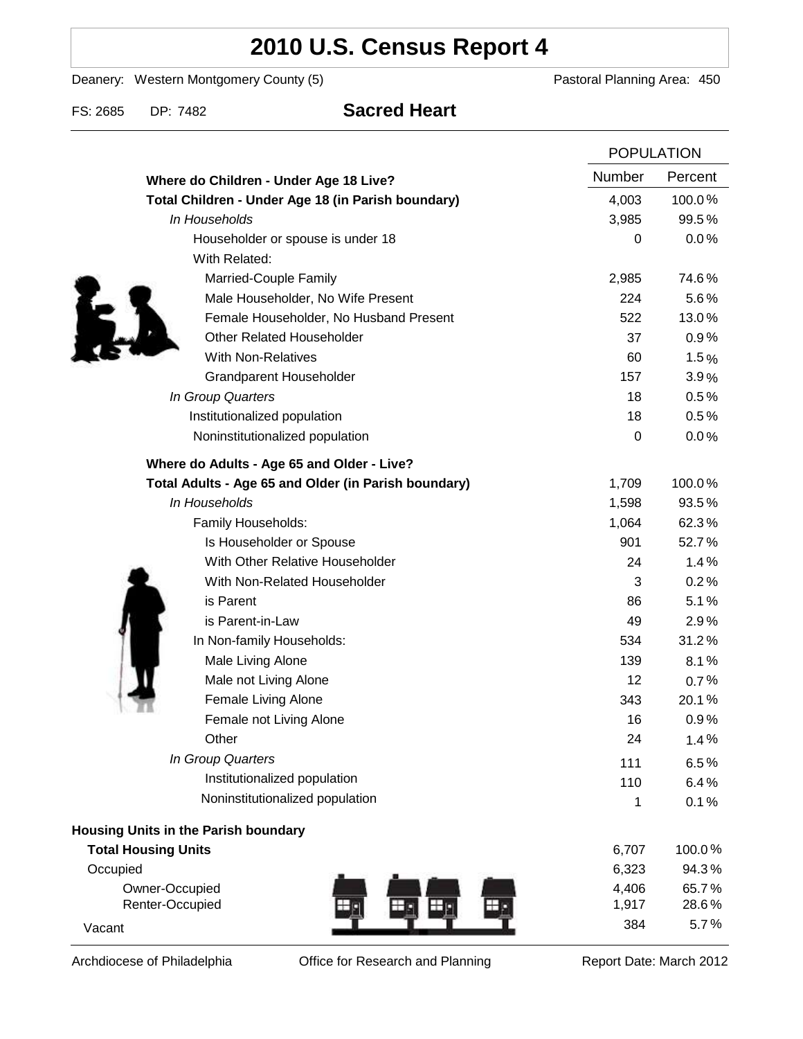# 2010 U.S. Census Report 4

Deanery: Western Montgomery County (5) Pastoral Planning Area: 450

FS: 2685 DP: 7482 **Sacred Heart**

| | POPULATION | |
|---|---|---|
| **Where do Children - Under Age 18 Live?** | Number | Percent |
| **Total Children - Under Age 18 (in Parish boundary)** | 4,003 | 100.0% |
| *In Households* | 3,985 | 99.5% |
| Householder or spouse is under 18 | 0 | 0.0% |
| With Related: | | |
| Married-Couple Family | 2,985 | 74.6% |
| Male Householder, No Wife Present | 224 | 5.6% |
| Female Householder, No Husband Present | 522 | 13.0% |
| Other Related Householder | 37 | 0.9% |
| With Non-Relatives | 60 | 1.5% |
| Grandparent Householder | 157 | 3.9% |
| *In Group Quarters* | 18 | 0.5% |
| Institutionalized population | 18 | 0.5% |
| Noninstitutionalized population | 0 | 0.0% |
| **Where do Adults - Age 65 and Older - Live?** | | |
| **Total Adults - Age 65 and Older (in Parish boundary)** | 1,709 | 100.0% |
| *In Households* | 1,598 | 93.5% |
| Family Households: | 1,064 | 62.3% |
| Is Householder or Spouse | 901 | 52.7% |
| With Other Relative Householder | 24 | 1.4% |
| With Non-Related Householder | 3 | 0.2% |
| is Parent | 86 | 5.1% |
| is Parent-in-Law | 49 | 2.9% |
| In Non-family Households: | 534 | 31.2% |
| Male Living Alone | 139 | 8.1% |
| Male not Living Alone | 12 | 0.7% |
| Female Living Alone | 343 | 20.1% |
| Female not Living Alone | 16 | 0.9% |
| Other | 24 | 1.4% |
| *In Group Quarters* | 111 | 6.5% |
| Institutionalized population | 110 | 6.4% |
| Noninstitutionalized population | 1 | 0.1% |
| **Housing Units in the Parish boundary** | | |
| **Total Housing Units** | 6,707 | 100.0% |
| Occupied | 6,323 | 94.3% |
| Owner-Occupied | 4,406 | 65.7% |
| Renter-Occupied | 1,917 | 28.6% |
| Vacant | 384 | 5.7% |

Archdiocese of Philadelphia Office for Research and Planning Report Date: March 2012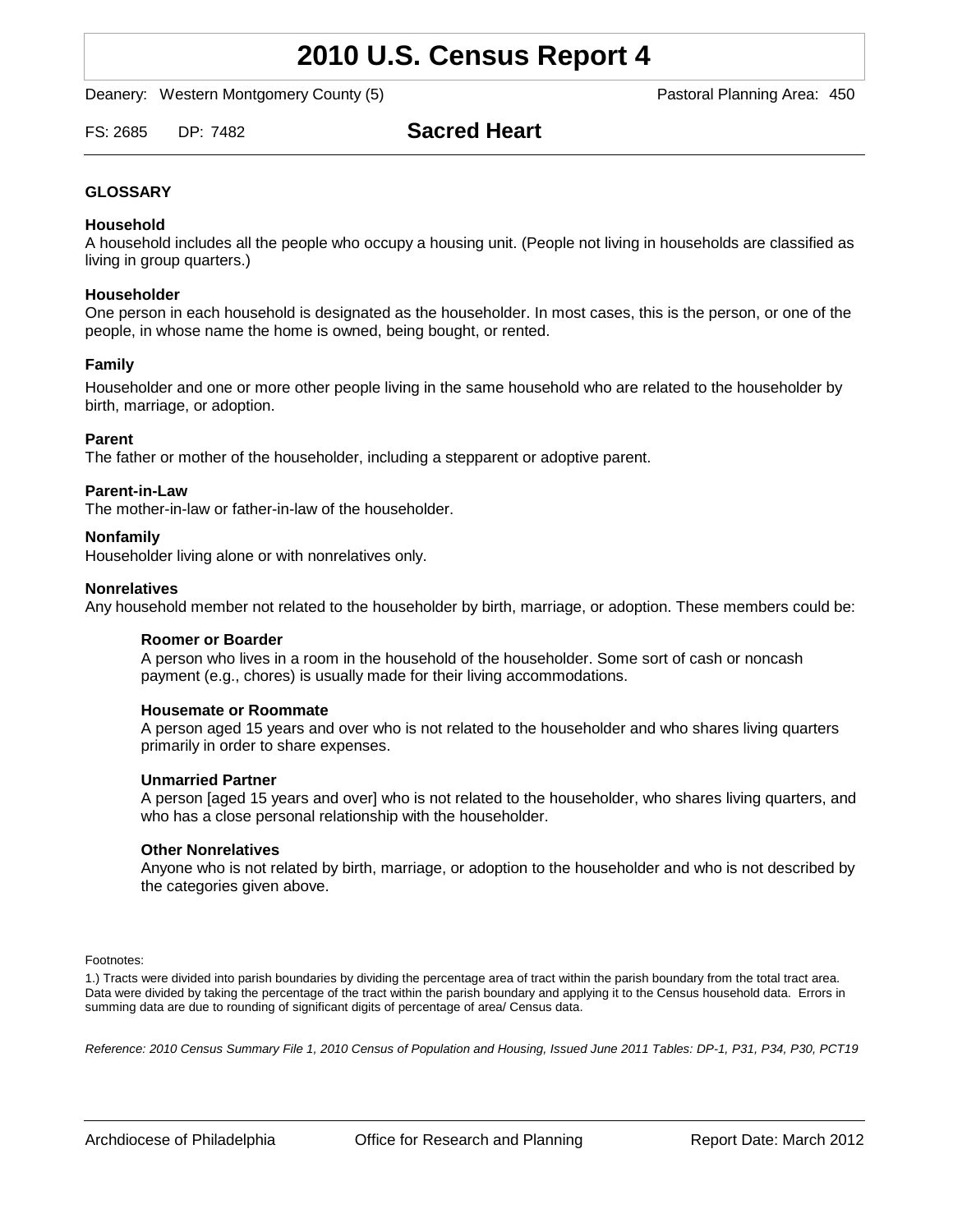# 2010 U.S. Census Report 4

Deanery: Western Montgomery County (5) Pastoral Planning Area: 450

FS: 2685 DP: 7482

## Sacred Heart

### GLOSSARY

**Household**
A household includes all the people who occupy a housing unit. (People not living in households are classified as living in group quarters.)

**Householder**
One person in each household is designated as the householder. In most cases, this is the person, or one of the people, in whose name the home is owned, being bought, or rented.

**Family**

Householder and one or more other people living in the same household who are related to the householder by birth, marriage, or adoption.

**Parent**
The father or mother of the householder, including a stepparent or adoptive parent.

**Parent-in-Law**
The mother-in-law or father-in-law of the householder.

**Nonfamily**
Householder living alone or with nonrelatives only.

**Nonrelatives**
Any household member not related to the householder by birth, marriage, or adoption. These members could be:

> **Roomer or Boarder**
> A person who lives in a room in the household of the householder. Some sort of cash or noncash payment (e.g., chores) is usually made for their living accommodations.
>
> **Housemate or Roommate**
> A person aged 15 years and over who is not related to the householder and who shares living quarters primarily in order to share expenses.
>
> **Unmarried Partner**
> A person [aged 15 years and over] who is not related to the householder, who shares living quarters, and who has a close personal relationship with the householder.
>
> **Other Nonrelatives**
> Anyone who is not related by birth, marriage, or adoption to the householder and who is not described by the categories given above.

Footnotes:

1.) Tracts were divided into parish boundaries by dividing the percentage area of tract within the parish boundary from the total tract area. Data were divided by taking the percentage of the tract within the parish boundary and applying it to the Census household data. Errors in summing data are due to rounding of significant digits of percentage of area/ Census data.

*Reference: 2010 Census Summary File 1, 2010 Census of Population and Housing, Issued June 2011 Tables: DP-1, P31, P34, P30, PCT19*

Archdiocese of Philadelphia Office for Research and Planning Report Date: March 2012